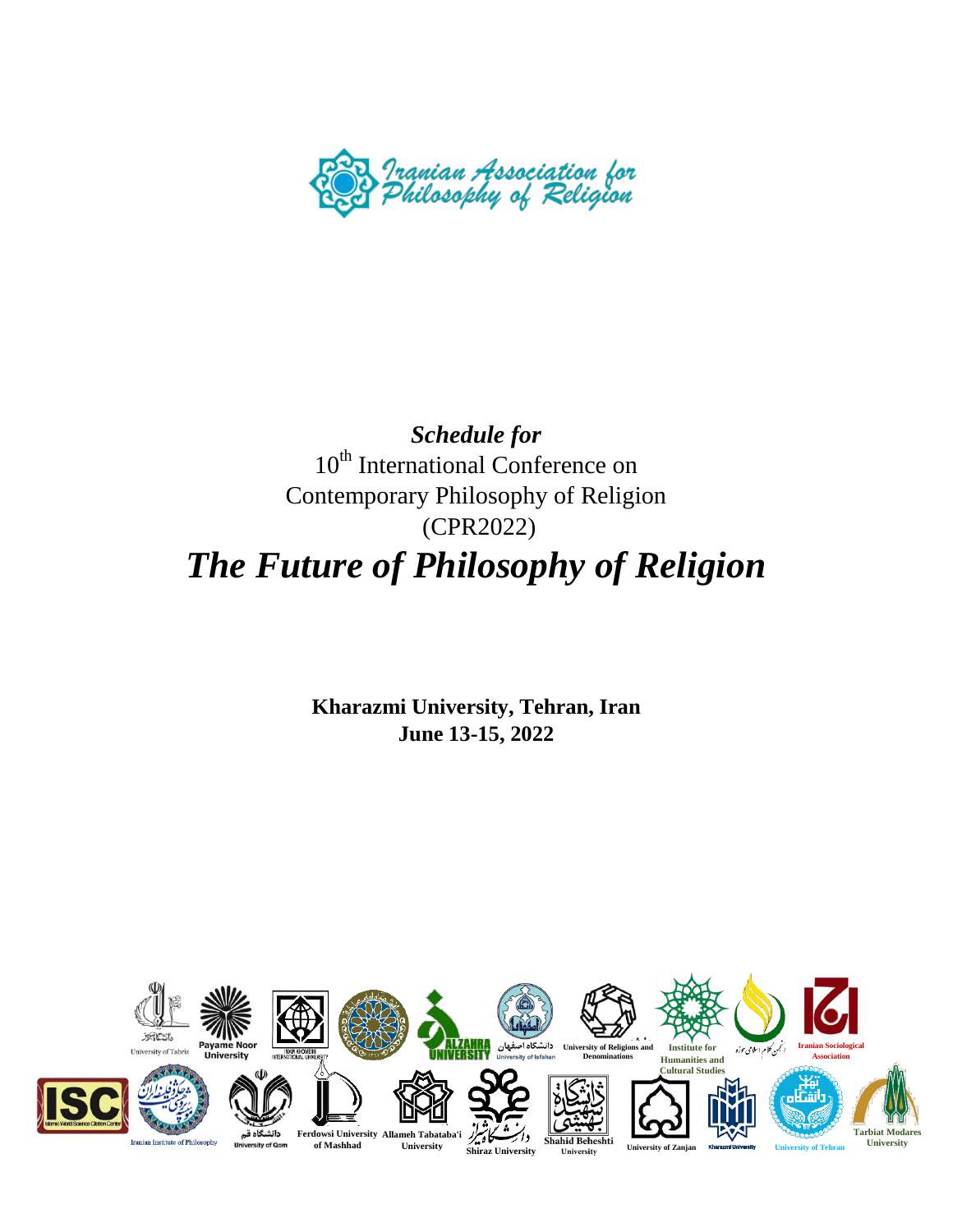Iranian Association for Philosophy of Religion

*Schedule for*

10th International Conference on Contemporary Philosophy of Religion (CPR2022)

# *The Future of Philosophy of Religion*

**Kharazmi University, Tehran, Iran**

**June 13-15, 2022**

University of Tabriz · Payame Noor University · Imam Khomeini International University · Alzahra University · University of Isfahan · University of Religions and Denominations · Institute for Humanities and Cultural Studies · Iranian Sociological Association · ISC Islamic World Science Citation Center · Iranian Institute of Philosophy · University of Qom · Ferdowsi University of Mashhad · Allameh Tabataba'i University · Shiraz University · Shahid Beheshti University · University of Zanjan · Kharazmi University · University of Tehran · Tarbiat Modares University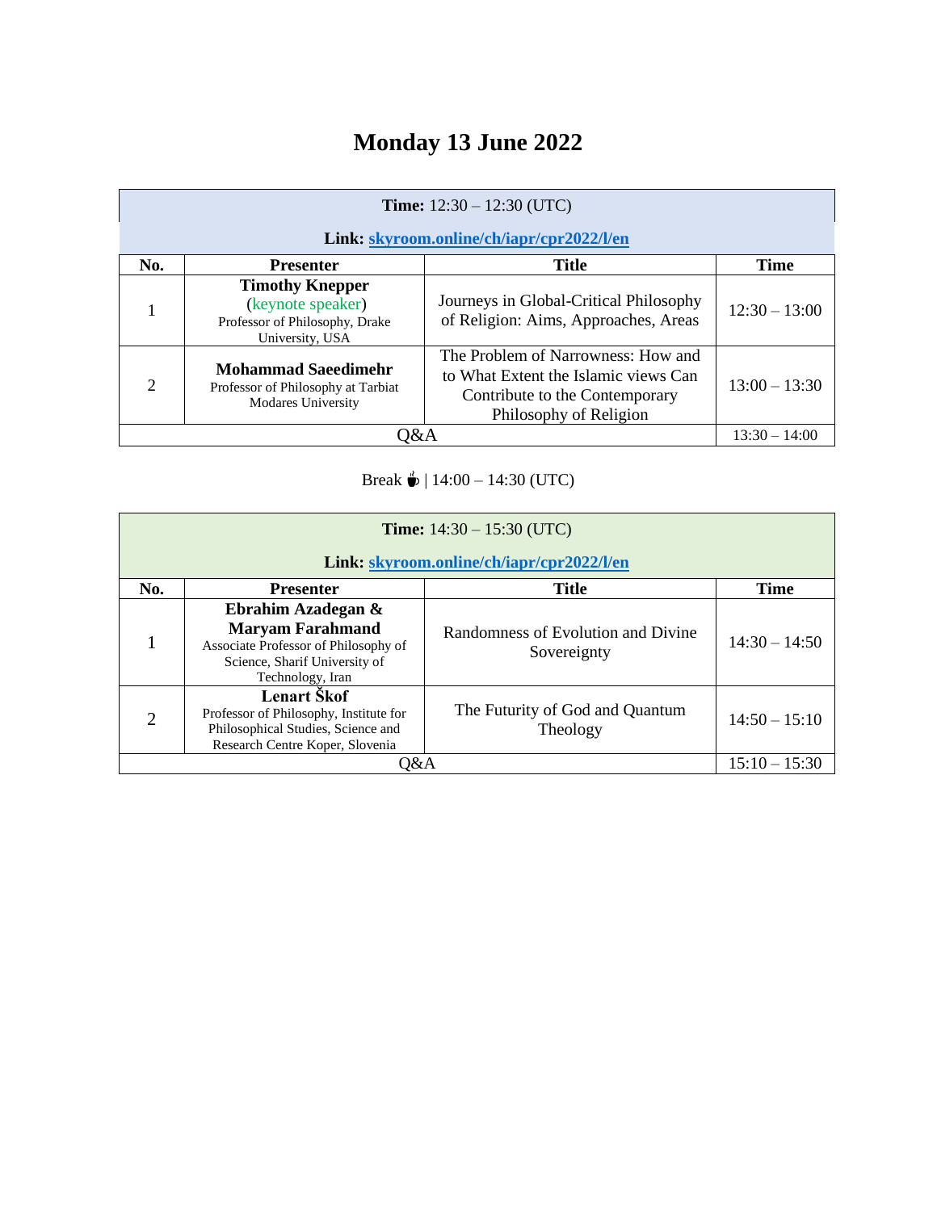# Monday 13 June 2022

| **Time:** 12:30 – 12:30 (UTC)<br>**Link:** [skyroom.online/ch/iapr/cpr2022/l/en](skyroom.online/ch/iapr/cpr2022/l/en) | | | |
|---|---|---|---|
| **No.** | **Presenter** | **Title** | **Time** |
| 1 | **Timothy Knepper** (keynote speaker) Professor of Philosophy, Drake University, USA | Journeys in Global-Critical Philosophy of Religion: Aims, Approaches, Areas | 12:30 – 13:00 |
| 2 | **Mohammad Saeedimehr** Professor of Philosophy at Tarbiat Modares University | The Problem of Narrowness: How and to What Extent the Islamic views Can Contribute to the Contemporary Philosophy of Religion | 13:00 – 13:30 |
| Q&A | | | 13:30 – 14:00 |

Break ☕ | 14:00 – 14:30 (UTC)

| **Time:** 14:30 – 15:30 (UTC)<br>**Link:** [skyroom.online/ch/iapr/cpr2022/l/en](skyroom.online/ch/iapr/cpr2022/l/en) | | | |
|---|---|---|---|
| **No.** | **Presenter** | **Title** | **Time** |
| 1 | **Ebrahim Azadegan & Maryam Farahmand** Associate Professor of Philosophy of Science, Sharif University of Technology, Iran | Randomness of Evolution and Divine Sovereignty | 14:30 – 14:50 |
| 2 | **Lenart Škof** Professor of Philosophy, Institute for Philosophical Studies, Science and Research Centre Koper, Slovenia | The Futurity of God and Quantum Theology | 14:50 – 15:10 |
| Q&A | | | 15:10 – 15:30 |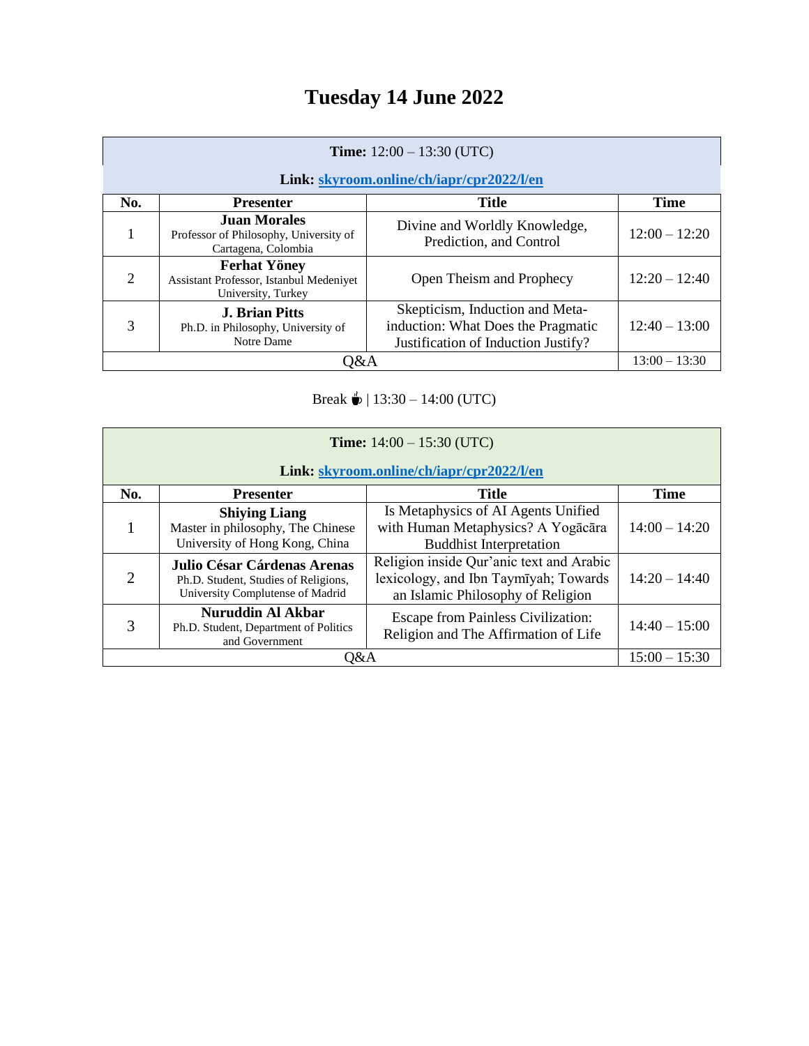# Tuesday 14 June 2022

| **Time:** 12:00 – 13:30 (UTC)<br>**Link:** [skyroom.online/ch/iapr/cpr2022/l/en](skyroom.online/ch/iapr/cpr2022/l/en) | | | |
|---|---|---|---|
| **No.** | **Presenter** | **Title** | **Time** |
| 1 | **Juan Morales**<br>Professor of Philosophy, University of Cartagena, Colombia | Divine and Worldly Knowledge, Prediction, and Control | 12:00 – 12:20 |
| 2 | **Ferhat Yöney**<br>Assistant Professor, Istanbul Medeniyet University, Turkey | Open Theism and Prophecy | 12:20 – 12:40 |
| 3 | **J. Brian Pitts**<br>Ph.D. in Philosophy, University of Notre Dame | Skepticism, Induction and Meta-induction: What Does the Pragmatic Justification of Induction Justify? | 12:40 – 13:00 |
| Q&A | | | 13:00 – 13:30 |

Break ☕ | 13:30 – 14:00 (UTC)

| **Time:** 14:00 – 15:30 (UTC)<br>**Link:** [skyroom.online/ch/iapr/cpr2022/l/en](skyroom.online/ch/iapr/cpr2022/l/en) | | | |
|---|---|---|---|
| **No.** | **Presenter** | **Title** | **Time** |
| 1 | **Shiying Liang**<br>Master in philosophy, The Chinese University of Hong Kong, China | Is Metaphysics of AI Agents Unified with Human Metaphysics? A Yogācāra Buddhist Interpretation | 14:00 – 14:20 |
| 2 | **Julio César Cárdenas Arenas**<br>Ph.D. Student, Studies of Religions, University Complutense of Madrid | Religion inside Qur'anic text and Arabic lexicology, and Ibn Taymīyah; Towards an Islamic Philosophy of Religion | 14:20 – 14:40 |
| 3 | **Nuruddin Al Akbar**<br>Ph.D. Student, Department of Politics and Government | Escape from Painless Civilization: Religion and The Affirmation of Life | 14:40 – 15:00 |
| Q&A | | | 15:00 – 15:30 |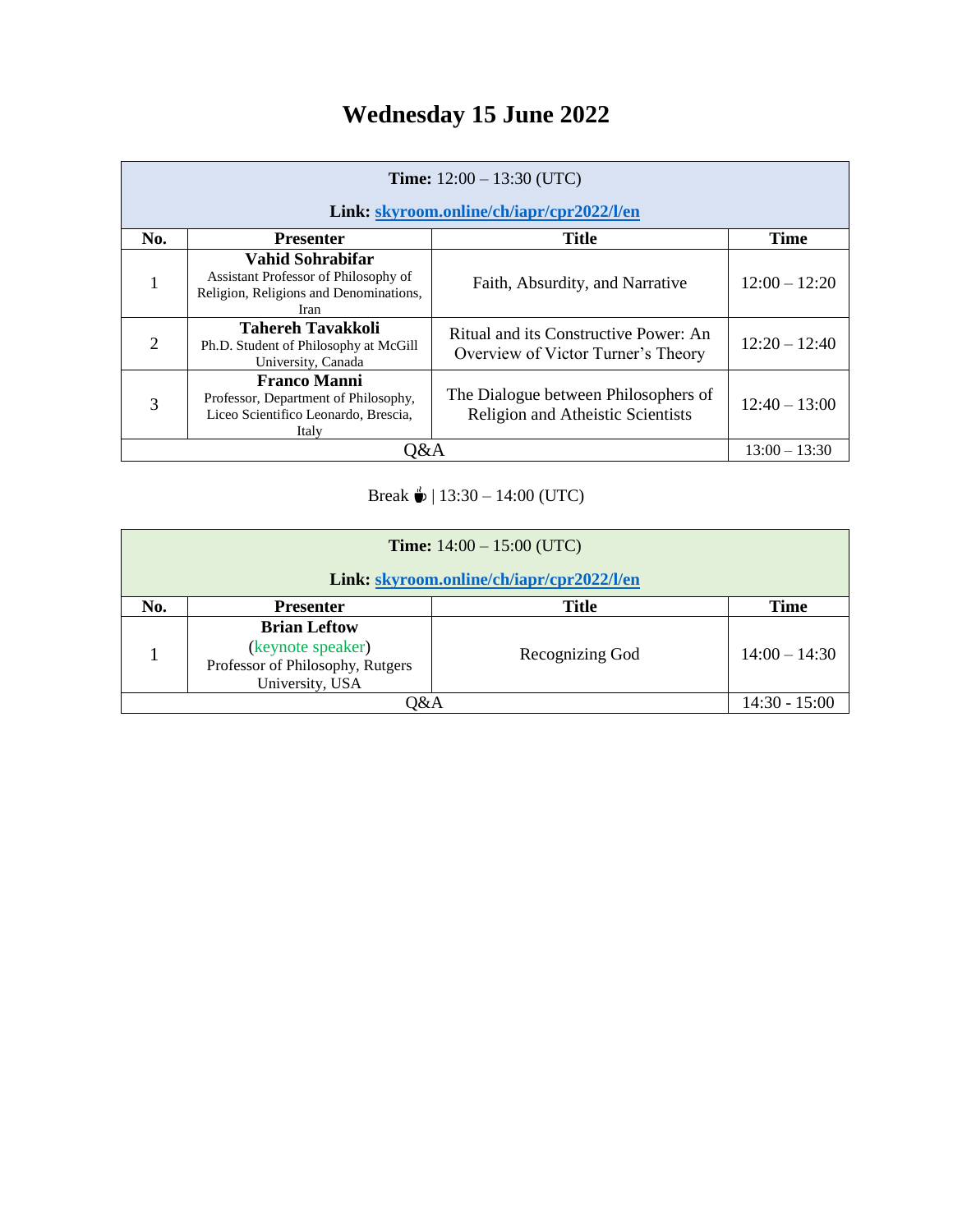# Wednesday 15 June 2022

| **Time:** 12:00 – 13:30 (UTC)<br>**Link:** skyroom.online/ch/iapr/cpr2022/l/en | | | |
|---|---|---|---|
| **No.** | **Presenter** | **Title** | **Time** |
| 1 | **Vahid Sohrabifar**<br>Assistant Professor of Philosophy of Religion, Religions and Denominations, Iran | Faith, Absurdity, and Narrative | 12:00 – 12:20 |
| 2 | **Tahereh Tavakkoli**<br>Ph.D. Student of Philosophy at McGill University, Canada | Ritual and its Constructive Power: An Overview of Victor Turner's Theory | 12:20 – 12:40 |
| 3 | **Franco Manni**<br>Professor, Department of Philosophy, Liceo Scientifico Leonardo, Brescia, Italy | The Dialogue between Philosophers of Religion and Atheistic Scientists | 12:40 – 13:00 |
| Q&A | | | 13:00 – 13:30 |

Break ☕ | 13:30 – 14:00 (UTC)

| **Time:** 14:00 – 15:00 (UTC)<br>**Link:** skyroom.online/ch/iapr/cpr2022/l/en | | | |
|---|---|---|---|
| **No.** | **Presenter** | **Title** | **Time** |
| 1 | **Brian Leftow**<br>(keynote speaker)<br>Professor of Philosophy, Rutgers University, USA | Recognizing God | 14:00 – 14:30 |
| Q&A | | | 14:30 - 15:00 |